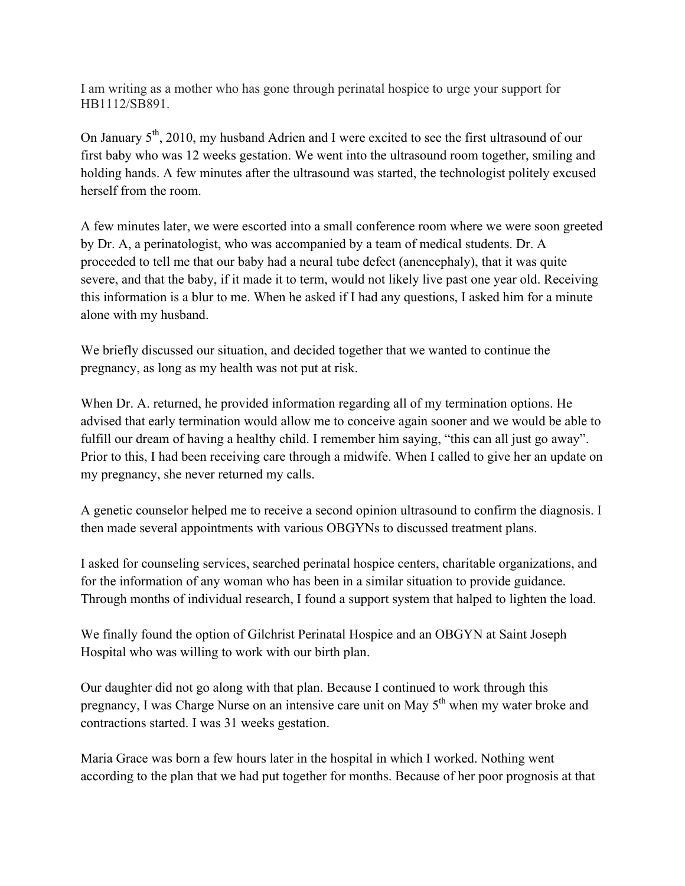I am writing as a mother who has gone through perinatal hospice to urge your support for HB1112/SB891.

On January 5th, 2010, my husband Adrien and I were excited to see the first ultrasound of our first baby who was 12 weeks gestation. We went into the ultrasound room together, smiling and holding hands. A few minutes after the ultrasound was started, the technologist politely excused herself from the room.

A few minutes later, we were escorted into a small conference room where we were soon greeted by Dr. A, a perinatologist, who was accompanied by a team of medical students. Dr. A proceeded to tell me that our baby had a neural tube defect (anencephaly), that it was quite severe, and that the baby, if it made it to term, would not likely live past one year old. Receiving this information is a blur to me. When he asked if I had any questions, I asked him for a minute alone with my husband.

We briefly discussed our situation, and decided together that we wanted to continue the pregnancy, as long as my health was not put at risk.

When Dr. A. returned, he provided information regarding all of my termination options. He advised that early termination would allow me to conceive again sooner and we would be able to fulfill our dream of having a healthy child. I remember him saying, "this can all just go away". Prior to this, I had been receiving care through a midwife. When I called to give her an update on my pregnancy, she never returned my calls.

A genetic counselor helped me to receive a second opinion ultrasound to confirm the diagnosis. I then made several appointments with various OBGYNs to discussed treatment plans.

I asked for counseling services, searched perinatal hospice centers, charitable organizations, and for the information of any woman who has been in a similar situation to provide guidance. Through months of individual research, I found a support system that halped to lighten the load.

We finally found the option of Gilchrist Perinatal Hospice and an OBGYN at Saint Joseph Hospital who was willing to work with our birth plan.

Our daughter did not go along with that plan. Because I continued to work through this pregnancy, I was Charge Nurse on an intensive care unit on May 5th when my water broke and contractions started. I was 31 weeks gestation.

Maria Grace was born a few hours later in the hospital in which I worked. Nothing went according to the plan that we had put together for months. Because of her poor prognosis at that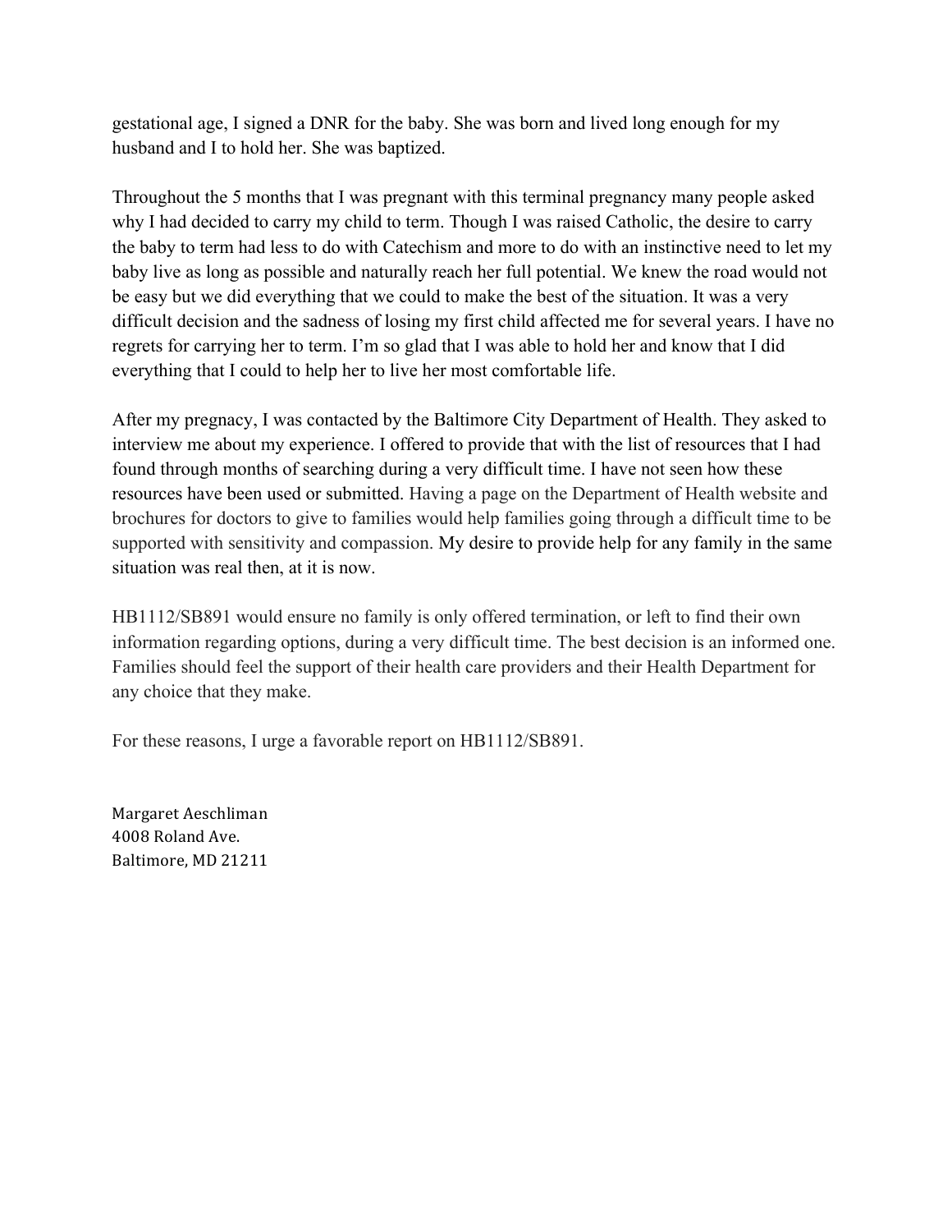gestational age, I signed a DNR for the baby. She was born and lived long enough for my husband and I to hold her. She was baptized.

Throughout the 5 months that I was pregnant with this terminal pregnancy many people asked why I had decided to carry my child to term. Though I was raised Catholic, the desire to carry the baby to term had less to do with Catechism and more to do with an instinctive need to let my baby live as long as possible and naturally reach her full potential. We knew the road would not be easy but we did everything that we could to make the best of the situation. It was a very difficult decision and the sadness of losing my first child affected me for several years. I have no regrets for carrying her to term. I'm so glad that I was able to hold her and know that I did everything that I could to help her to live her most comfortable life.

After my pregnacy, I was contacted by the Baltimore City Department of Health. They asked to interview me about my experience. I offered to provide that with the list of resources that I had found through months of searching during a very difficult time. I have not seen how these resources have been used or submitted. Having a page on the Department of Health website and brochures for doctors to give to families would help families going through a difficult time to be supported with sensitivity and compassion. My desire to provide help for any family in the same situation was real then, at it is now.

HB1112/SB891 would ensure no family is only offered termination, or left to find their own information regarding options, during a very difficult time. The best decision is an informed one. Families should feel the support of their health care providers and their Health Department for any choice that they make.

For these reasons, I urge a favorable report on HB1112/SB891.

Margaret Aeschliman
4008 Roland Ave.
Baltimore, MD 21211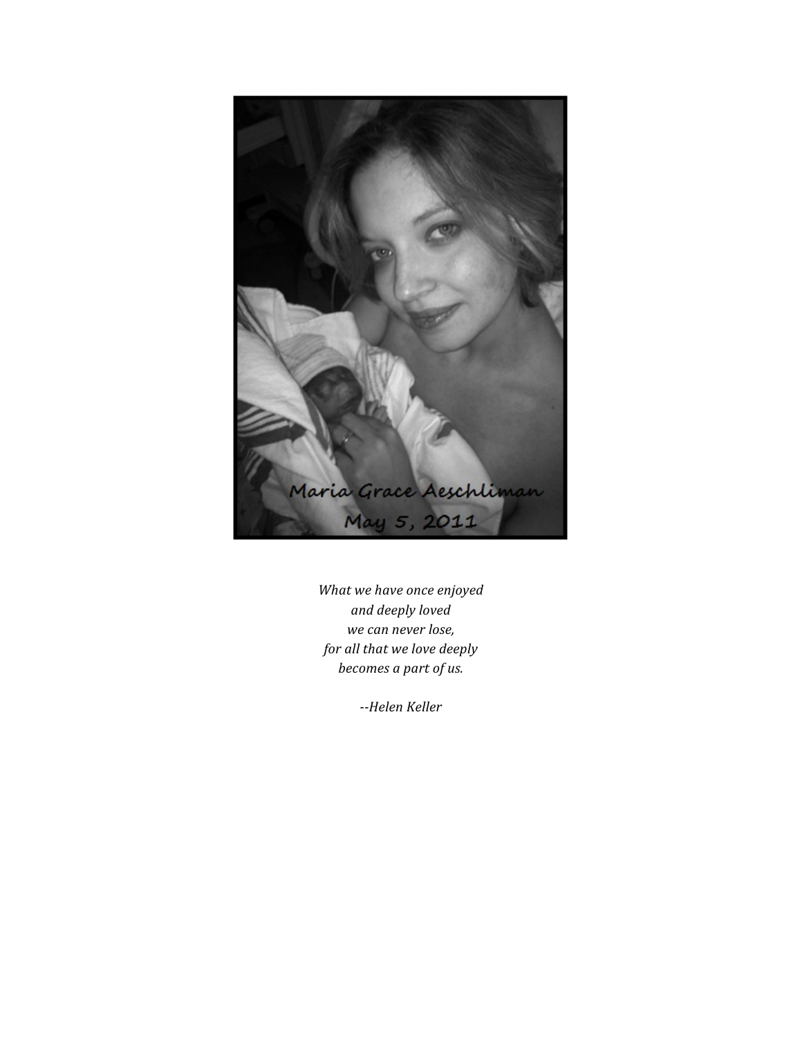Maria Grace Aeschliman
May 5, 2011

*What we have once enjoyed*
*and deeply loved*
*we can never lose,*
*for all that we love deeply*
*becomes a part of us.*

*--Helen Keller*